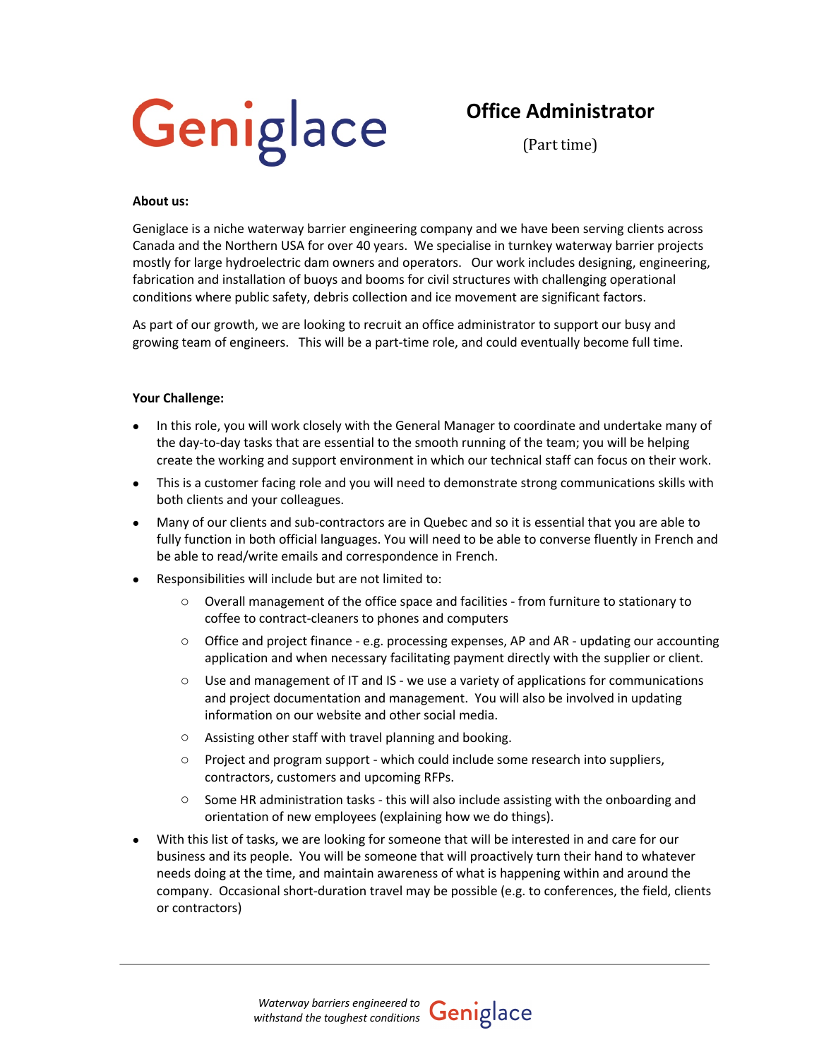Geniglace

# Office Administrator

(Part time)

**About us:**

Geniglace is a niche waterway barrier engineering company and we have been serving clients across Canada and the Northern USA for over 40 years. We specialise in turnkey waterway barrier projects mostly for large hydroelectric dam owners and operators. Our work includes designing, engineering, fabrication and installation of buoys and booms for civil structures with challenging operational conditions where public safety, debris collection and ice movement are significant factors.

As part of our growth, we are looking to recruit an office administrator to support our busy and growing team of engineers. This will be a part-time role, and could eventually become full time.

**Your Challenge:**

- In this role, you will work closely with the General Manager to coordinate and undertake many of the day-to-day tasks that are essential to the smooth running of the team; you will be helping create the working and support environment in which our technical staff can focus on their work.
- This is a customer facing role and you will need to demonstrate strong communications skills with both clients and your colleagues.
- Many of our clients and sub-contractors are in Quebec and so it is essential that you are able to fully function in both official languages. You will need to be able to converse fluently in French and be able to read/write emails and correspondence in French.
- Responsibilities will include but are not limited to:
  - Overall management of the office space and facilities - from furniture to stationary to coffee to contract-cleaners to phones and computers
  - Office and project finance - e.g. processing expenses, AP and AR - updating our accounting application and when necessary facilitating payment directly with the supplier or client.
  - Use and management of IT and IS - we use a variety of applications for communications and project documentation and management. You will also be involved in updating information on our website and other social media.
  - Assisting other staff with travel planning and booking.
  - Project and program support - which could include some research into suppliers, contractors, customers and upcoming RFPs.
  - Some HR administration tasks - this will also include assisting with the onboarding and orientation of new employees (explaining how we do things).
- With this list of tasks, we are looking for someone that will be interested in and care for our business and its people. You will be someone that will proactively turn their hand to whatever needs doing at the time, and maintain awareness of what is happening within and around the company. Occasional short-duration travel may be possible (e.g. to conferences, the field, clients or contractors)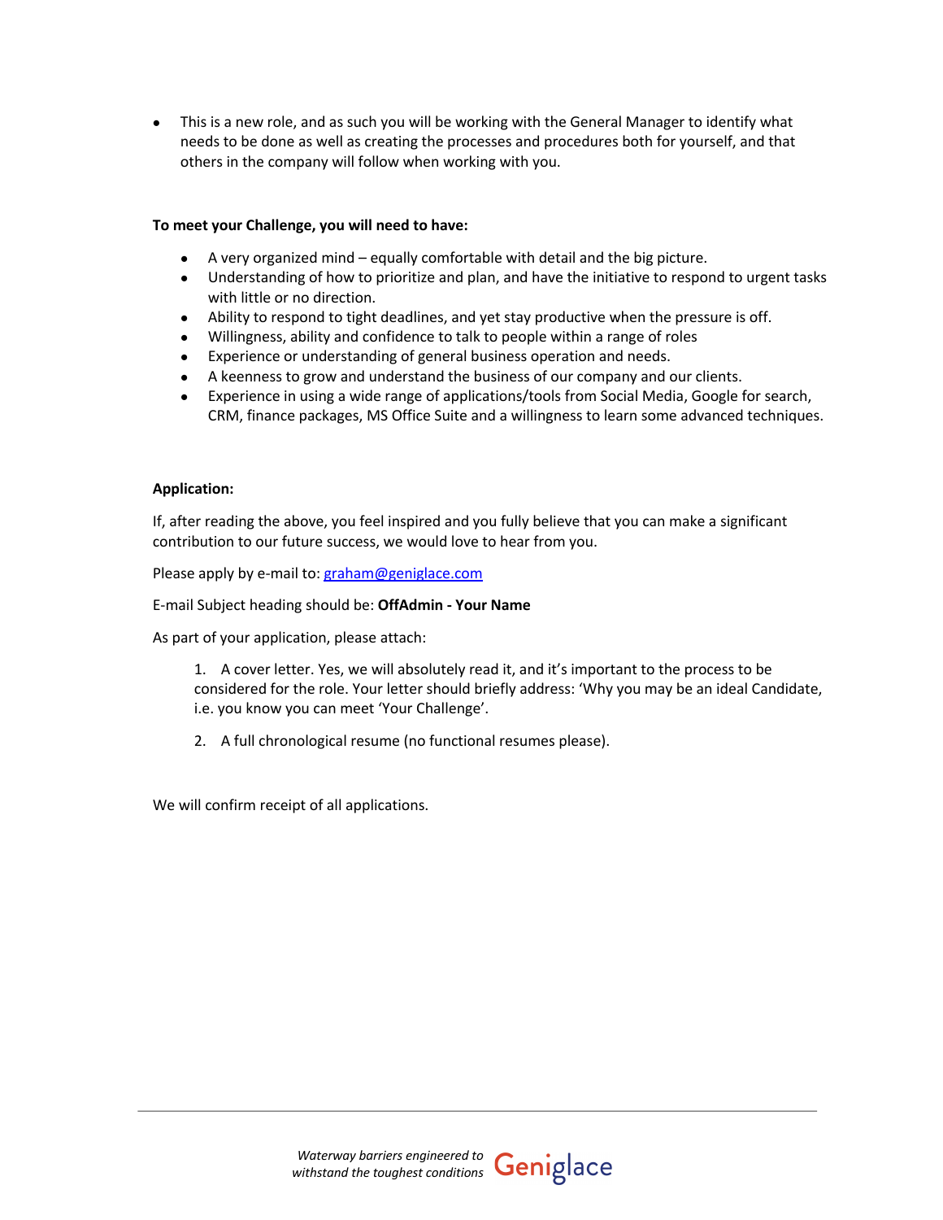- This is a new role, and as such you will be working with the General Manager to identify what needs to be done as well as creating the processes and procedures both for yourself, and that others in the company will follow when working with you.

**To meet your Challenge, you will need to have:**

- A very organized mind – equally comfortable with detail and the big picture.
- Understanding of how to prioritize and plan, and have the initiative to respond to urgent tasks with little or no direction.
- Ability to respond to tight deadlines, and yet stay productive when the pressure is off.
- Willingness, ability and confidence to talk to people within a range of roles
- Experience or understanding of general business operation and needs.
- A keenness to grow and understand the business of our company and our clients.
- Experience in using a wide range of applications/tools from Social Media, Google for search, CRM, finance packages, MS Office Suite and a willingness to learn some advanced techniques.

**Application:**

If, after reading the above, you feel inspired and you fully believe that you can make a significant contribution to our future success, we would love to hear from you.

Please apply by e-mail to: graham@geniglace.com

E-mail Subject heading should be: **OffAdmin - Your Name**

As part of your application, please attach:

1. A cover letter. Yes, we will absolutely read it, and it's important to the process to be considered for the role. Your letter should briefly address: 'Why you may be an ideal Candidate, i.e. you know you can meet 'Your Challenge'.
2. A full chronological resume (no functional resumes please).

We will confirm receipt of all applications.